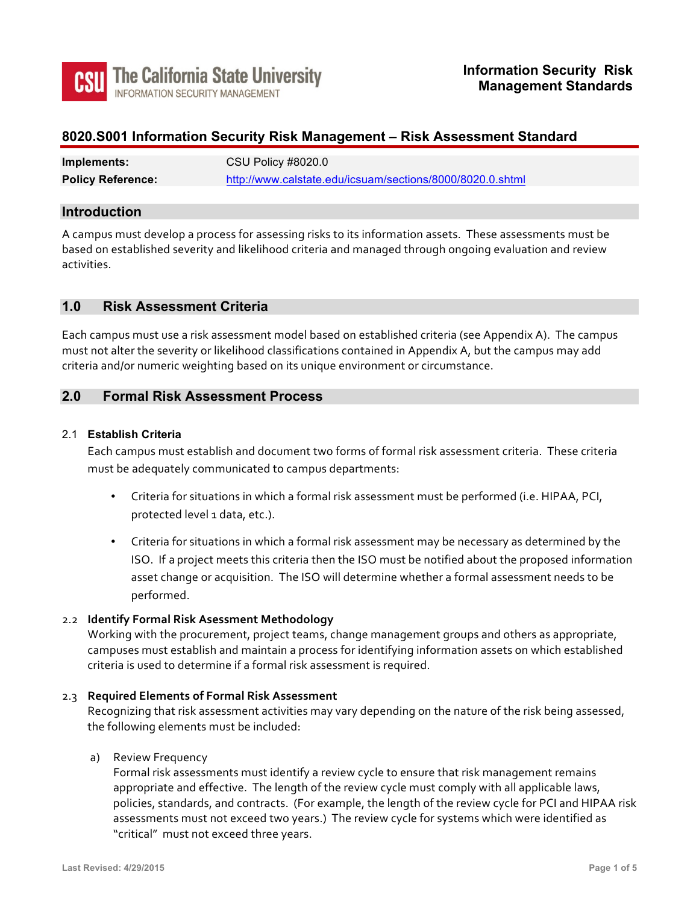The California State University
INFORMATION SECURITY MANAGEMENT

**Information Security Risk Management Standards**

# 8020.S001 Information Security Risk Management – Risk Assessment Standard

| | |
|---|---|
| **Implements:** | CSU Policy #8020.0 |
| **Policy Reference:** | http://www.calstate.edu/icsuam/sections/8000/8020.0.shtml |

## Introduction

A campus must develop a process for assessing risks to its information assets. These assessments must be based on established severity and likelihood criteria and managed through ongoing evaluation and review activities.

## 1.0 Risk Assessment Criteria

Each campus must use a risk assessment model based on established criteria (see Appendix A). The campus must not alter the severity or likelihood classifications contained in Appendix A, but the campus may add criteria and/or numeric weighting based on its unique environment or circumstance.

## 2.0 Formal Risk Assessment Process

### 2.1 Establish Criteria

Each campus must establish and document two forms of formal risk assessment criteria. These criteria must be adequately communicated to campus departments:

- Criteria for situations in which a formal risk assessment must be performed (i.e. HIPAA, PCI, protected level 1 data, etc.).
- Criteria for situations in which a formal risk assessment may be necessary as determined by the ISO. If a project meets this criteria then the ISO must be notified about the proposed information asset change or acquisition. The ISO will determine whether a formal assessment needs to be performed.

### 2.2 Identify Formal Risk Assessment Methodology

Working with the procurement, project teams, change management groups and others as appropriate, campuses must establish and maintain a process for identifying information assets on which established criteria is used to determine if a formal risk assessment is required.

### 2.3 Required Elements of Formal Risk Assessment

Recognizing that risk assessment activities may vary depending on the nature of the risk being assessed, the following elements must be included:

a) Review Frequency
Formal risk assessments must identify a review cycle to ensure that risk management remains appropriate and effective. The length of the review cycle must comply with all applicable laws, policies, standards, and contracts. (For example, the length of the review cycle for PCI and HIPAA risk assessments must not exceed two years.) The review cycle for systems which were identified as "critical" must not exceed three years.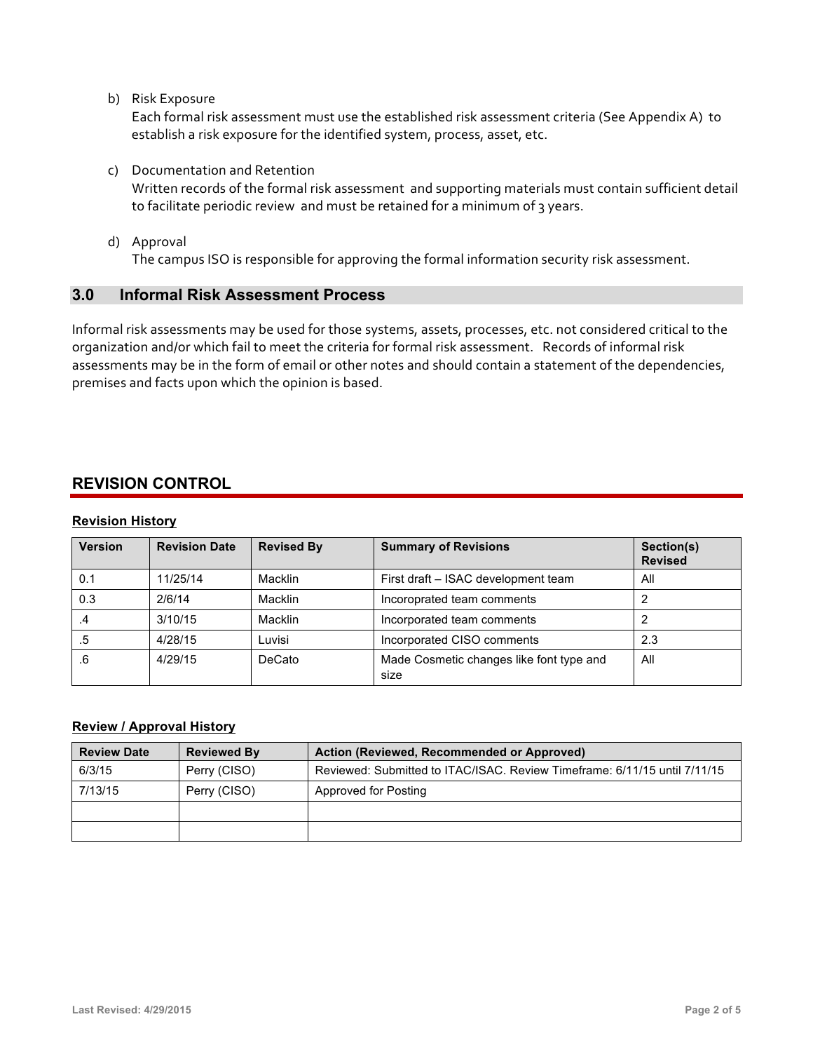b) Risk Exposure
   Each formal risk assessment must use the established risk assessment criteria (See Appendix A) to establish a risk exposure for the identified system, process, asset, etc.

c) Documentation and Retention
   Written records of the formal risk assessment and supporting materials must contain sufficient detail to facilitate periodic review and must be retained for a minimum of 3 years.

d) Approval
   The campus ISO is responsible for approving the formal information security risk assessment.

## 3.0 Informal Risk Assessment Process

Informal risk assessments may be used for those systems, assets, processes, etc. not considered critical to the organization and/or which fail to meet the criteria for formal risk assessment. Records of informal risk assessments may be in the form of email or other notes and should contain a statement of the dependencies, premises and facts upon which the opinion is based.

## REVISION CONTROL

**Revision History**

| Version | Revision Date | Revised By | Summary of Revisions | Section(s) Revised |
|---|---|---|---|---|
| 0.1 | 11/25/14 | Macklin | First draft – ISAC development team | All |
| 0.3 | 2/6/14 | Macklin | Incoporated team comments | 2 |
| .4 | 3/10/15 | Macklin | Incorporated team comments | 2 |
| .5 | 4/28/15 | Luvisi | Incorporated CISO comments | 2.3 |
| .6 | 4/29/15 | DeCato | Made Cosmetic changes like font type and size | All |

**Review / Approval History**

| Review Date | Reviewed By | Action (Reviewed, Recommended or Approved) |
|---|---|---|
| 6/3/15 | Perry (CISO) | Reviewed: Submitted to ITAC/ISAC. Review Timeframe: 6/11/15 until 7/11/15 |
| 7/13/15 | Perry (CISO) | Approved for Posting |
| | | |
| | | |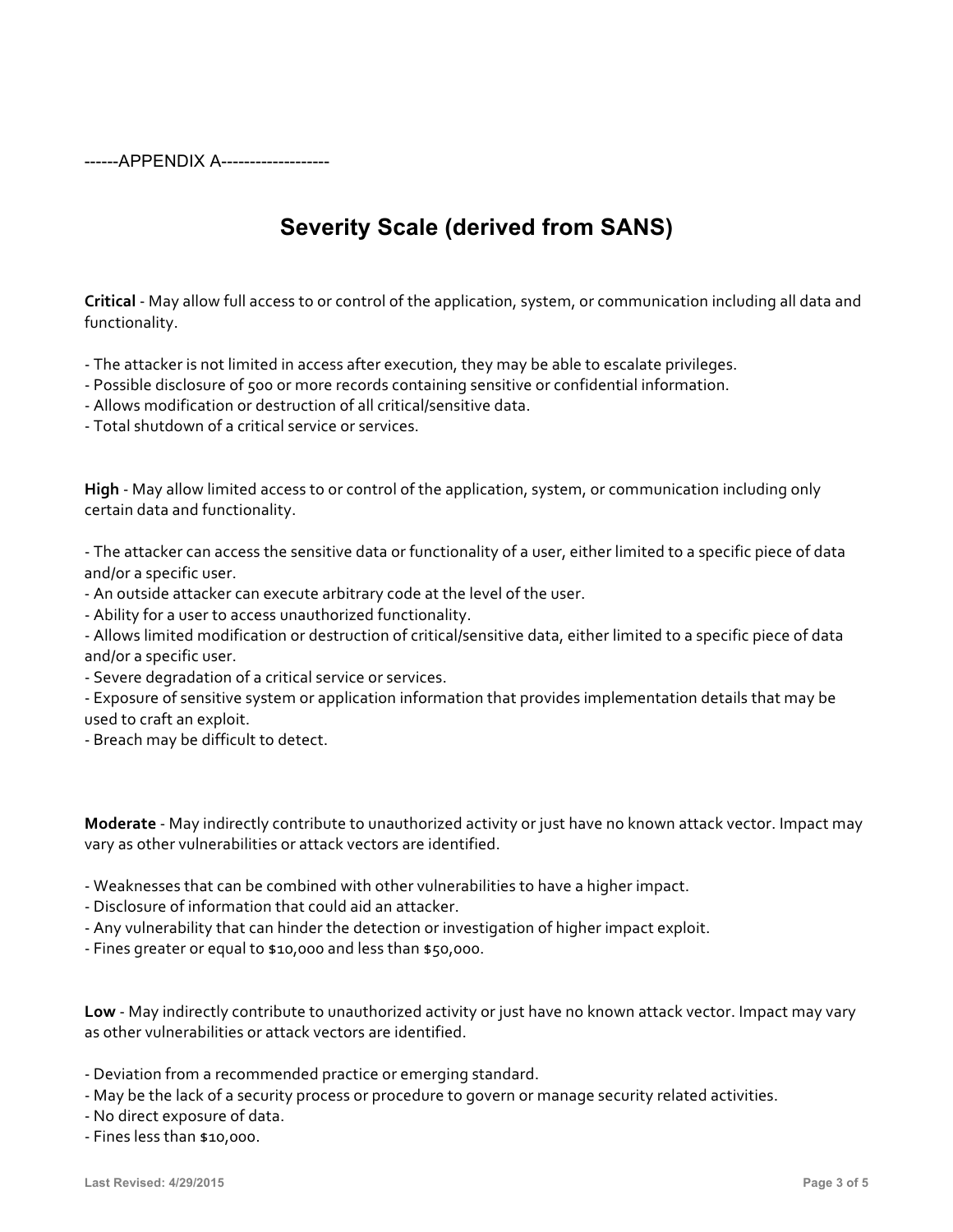------APPENDIX A-------------------

# Severity Scale (derived from SANS)

**Critical** - May allow full access to or control of the application, system, or communication including all data and functionality.

- The attacker is not limited in access after execution, they may be able to escalate privileges.
- Possible disclosure of 500 or more records containing sensitive or confidential information.
- Allows modification or destruction of all critical/sensitive data.
- Total shutdown of a critical service or services.

**High** - May allow limited access to or control of the application, system, or communication including only certain data and functionality.

- The attacker can access the sensitive data or functionality of a user, either limited to a specific piece of data and/or a specific user.
- An outside attacker can execute arbitrary code at the level of the user.
- Ability for a user to access unauthorized functionality.
- Allows limited modification or destruction of critical/sensitive data, either limited to a specific piece of data and/or a specific user.
- Severe degradation of a critical service or services.
- Exposure of sensitive system or application information that provides implementation details that may be used to craft an exploit.
- Breach may be difficult to detect.

**Moderate** - May indirectly contribute to unauthorized activity or just have no known attack vector. Impact may vary as other vulnerabilities or attack vectors are identified.

- Weaknesses that can be combined with other vulnerabilities to have a higher impact.
- Disclosure of information that could aid an attacker.
- Any vulnerability that can hinder the detection or investigation of higher impact exploit.
- Fines greater or equal to $10,000 and less than $50,000.

**Low** - May indirectly contribute to unauthorized activity or just have no known attack vector. Impact may vary as other vulnerabilities or attack vectors are identified.

- Deviation from a recommended practice or emerging standard.
- May be the lack of a security process or procedure to govern or manage security related activities.
- No direct exposure of data.
- Fines less than $10,000.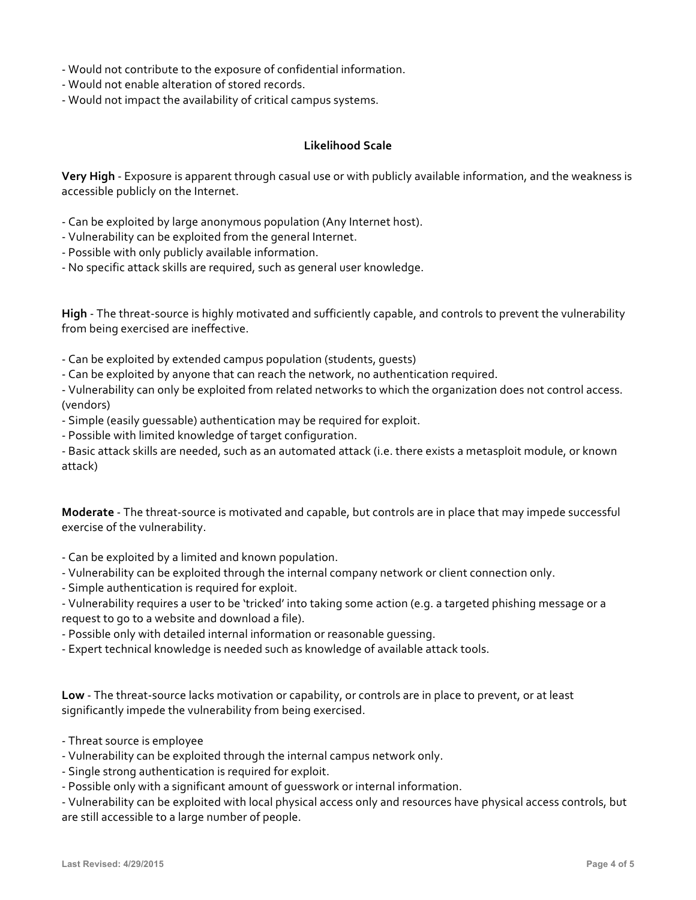- Would not contribute to the exposure of confidential information.
- Would not enable alteration of stored records.
- Would not impact the availability of critical campus systems.

### Likelihood Scale

**Very High** - Exposure is apparent through casual use or with publicly available information, and the weakness is accessible publicly on the Internet.

- Can be exploited by large anonymous population (Any Internet host).
- Vulnerability can be exploited from the general Internet.
- Possible with only publicly available information.
- No specific attack skills are required, such as general user knowledge.

**High** - The threat-source is highly motivated and sufficiently capable, and controls to prevent the vulnerability from being exercised are ineffective.

- Can be exploited by extended campus population (students, guests)
- Can be exploited by anyone that can reach the network, no authentication required.
- Vulnerability can only be exploited from related networks to which the organization does not control access. (vendors)
- Simple (easily guessable) authentication may be required for exploit.
- Possible with limited knowledge of target configuration.
- Basic attack skills are needed, such as an automated attack (i.e. there exists a metasploit module, or known attack)

**Moderate** - The threat-source is motivated and capable, but controls are in place that may impede successful exercise of the vulnerability.

- Can be exploited by a limited and known population.
- Vulnerability can be exploited through the internal company network or client connection only.
- Simple authentication is required for exploit.
- Vulnerability requires a user to be 'tricked' into taking some action (e.g. a targeted phishing message or a request to go to a website and download a file).
- Possible only with detailed internal information or reasonable guessing.
- Expert technical knowledge is needed such as knowledge of available attack tools.

**Low** - The threat-source lacks motivation or capability, or controls are in place to prevent, or at least significantly impede the vulnerability from being exercised.

- Threat source is employee
- Vulnerability can be exploited through the internal campus network only.
- Single strong authentication is required for exploit.
- Possible only with a significant amount of guesswork or internal information.
- Vulnerability can be exploited with local physical access only and resources have physical access controls, but are still accessible to a large number of people.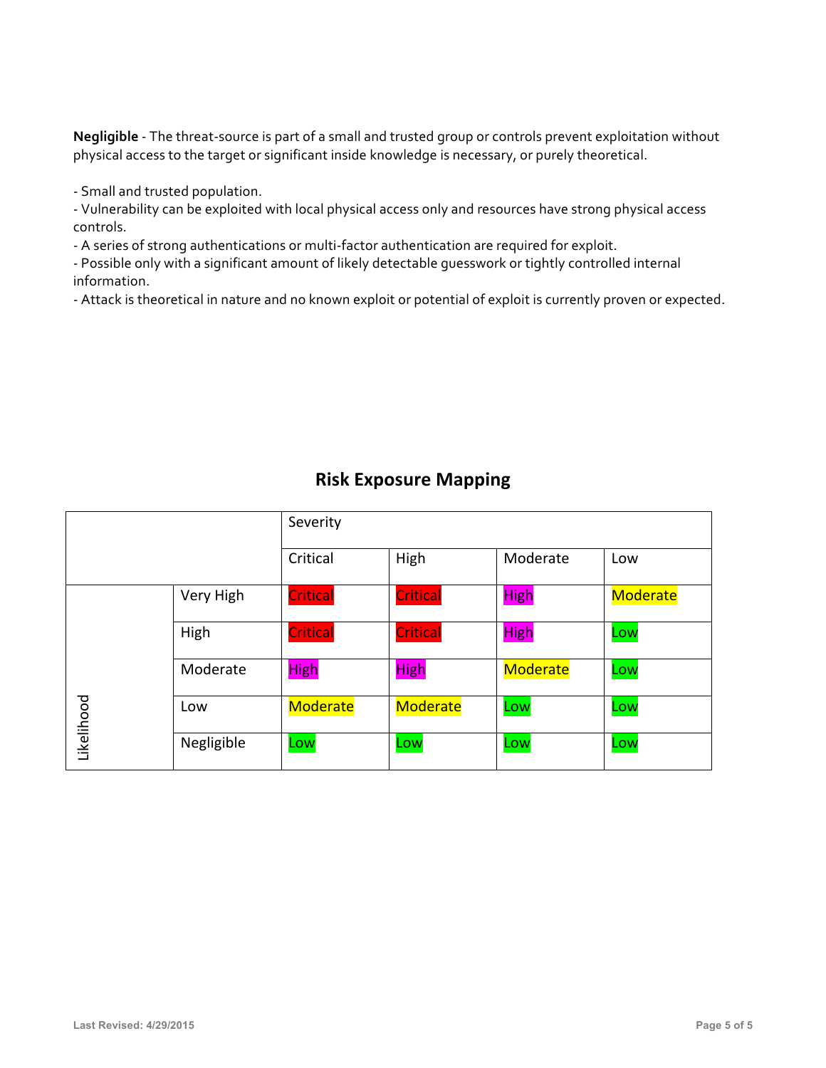**Negligible** - The threat-source is part of a small and trusted group or controls prevent exploitation without physical access to the target or significant inside knowledge is necessary, or purely theoretical.

- Small and trusted population.
- Vulnerability can be exploited with local physical access only and resources have strong physical access controls.
- A series of strong authentications or multi-factor authentication are required for exploit.
- Possible only with a significant amount of likely detectable guesswork or tightly controlled internal information.
- Attack is theoretical in nature and no known exploit or potential of exploit is currently proven or expected.

## Risk Exposure Mapping

| | | Severity | | | |
|---|---|---|---|---|---|
| | | Critical | High | Moderate | Low |
| Likelihood | Very High | Critical | Critical | High | Moderate |
| | High | Critical | Critical | High | Low |
| | Moderate | High | High | Moderate | Low |
| | Low | Moderate | Moderate | Low | Low |
| | Negligible | Low | Low | Low | Low |

Last Revised: 4/29/2015